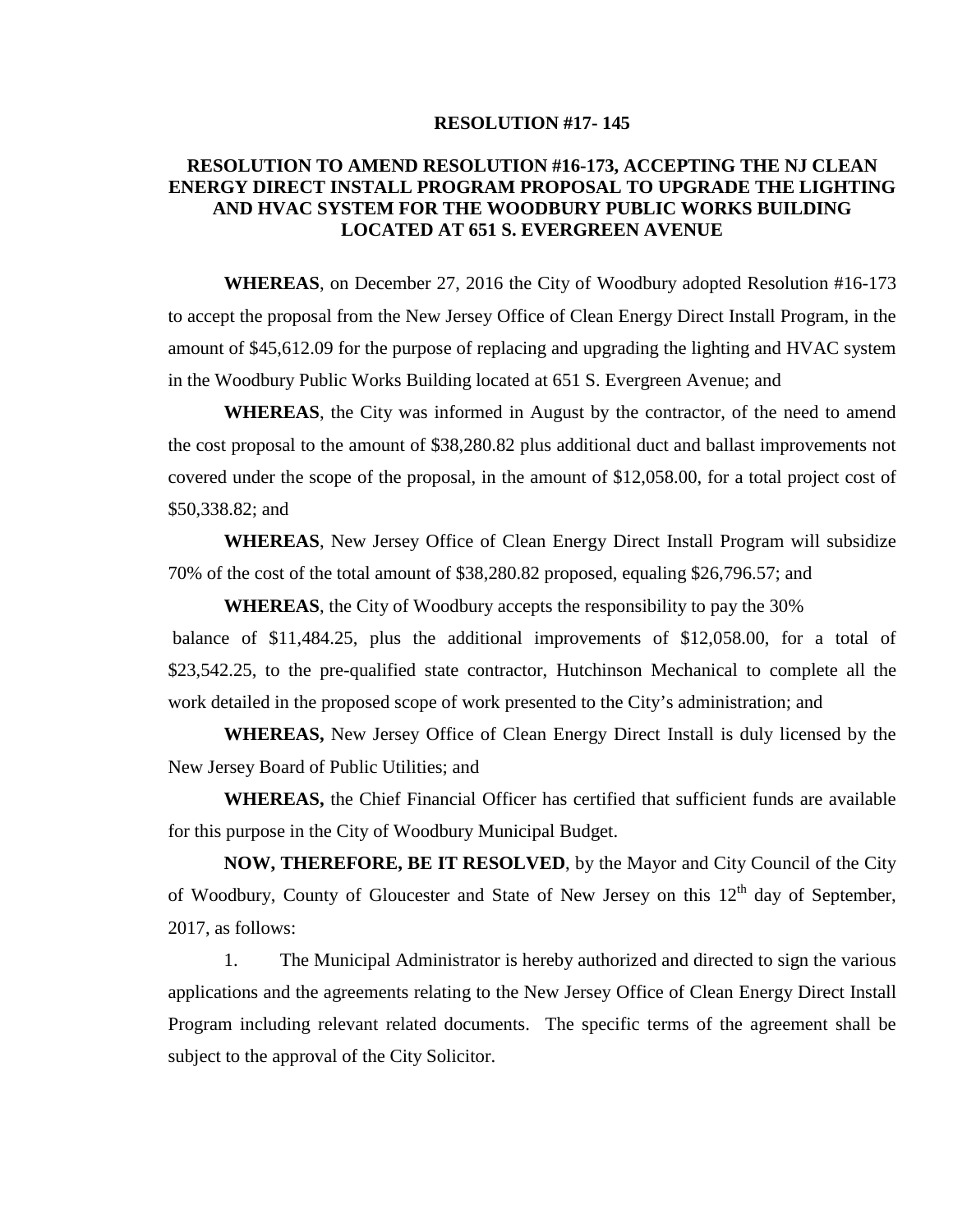**RESOLUTION #17- 145**

**RESOLUTION TO AMEND RESOLUTION #16-173, ACCEPTING THE NJ CLEAN ENERGY DIRECT INSTALL PROGRAM PROPOSAL TO UPGRADE THE LIGHTING AND HVAC SYSTEM FOR THE WOODBURY PUBLIC WORKS BUILDING LOCATED AT 651 S. EVERGREEN AVENUE**

**WHEREAS**, on December 27, 2016 the City of Woodbury adopted Resolution #16-173 to accept the proposal from the New Jersey Office of Clean Energy Direct Install Program, in the amount of $45,612.09 for the purpose of replacing and upgrading the lighting and HVAC system in the Woodbury Public Works Building located at 651 S. Evergreen Avenue; and

**WHEREAS**, the City was informed in August by the contractor, of the need to amend the cost proposal to the amount of $38,280.82 plus additional duct and ballast improvements not covered under the scope of the proposal, in the amount of $12,058.00, for a total project cost of $50,338.82; and

**WHEREAS**, New Jersey Office of Clean Energy Direct Install Program will subsidize 70% of the cost of the total amount of $38,280.82 proposed, equaling $26,796.57; and

**WHEREAS**, the City of Woodbury accepts the responsibility to pay the 30% balance of $11,484.25, plus the additional improvements of $12,058.00, for a total of $23,542.25, to the pre-qualified state contractor, Hutchinson Mechanical to complete all the work detailed in the proposed scope of work presented to the City's administration; and

**WHEREAS,** New Jersey Office of Clean Energy Direct Install is duly licensed by the New Jersey Board of Public Utilities; and

**WHEREAS,** the Chief Financial Officer has certified that sufficient funds are available for this purpose in the City of Woodbury Municipal Budget.

**NOW, THEREFORE, BE IT RESOLVED**, by the Mayor and City Council of the City of Woodbury, County of Gloucester and State of New Jersey on this 12th day of September, 2017, as follows:

1. The Municipal Administrator is hereby authorized and directed to sign the various applications and the agreements relating to the New Jersey Office of Clean Energy Direct Install Program including relevant related documents. The specific terms of the agreement shall be subject to the approval of the City Solicitor.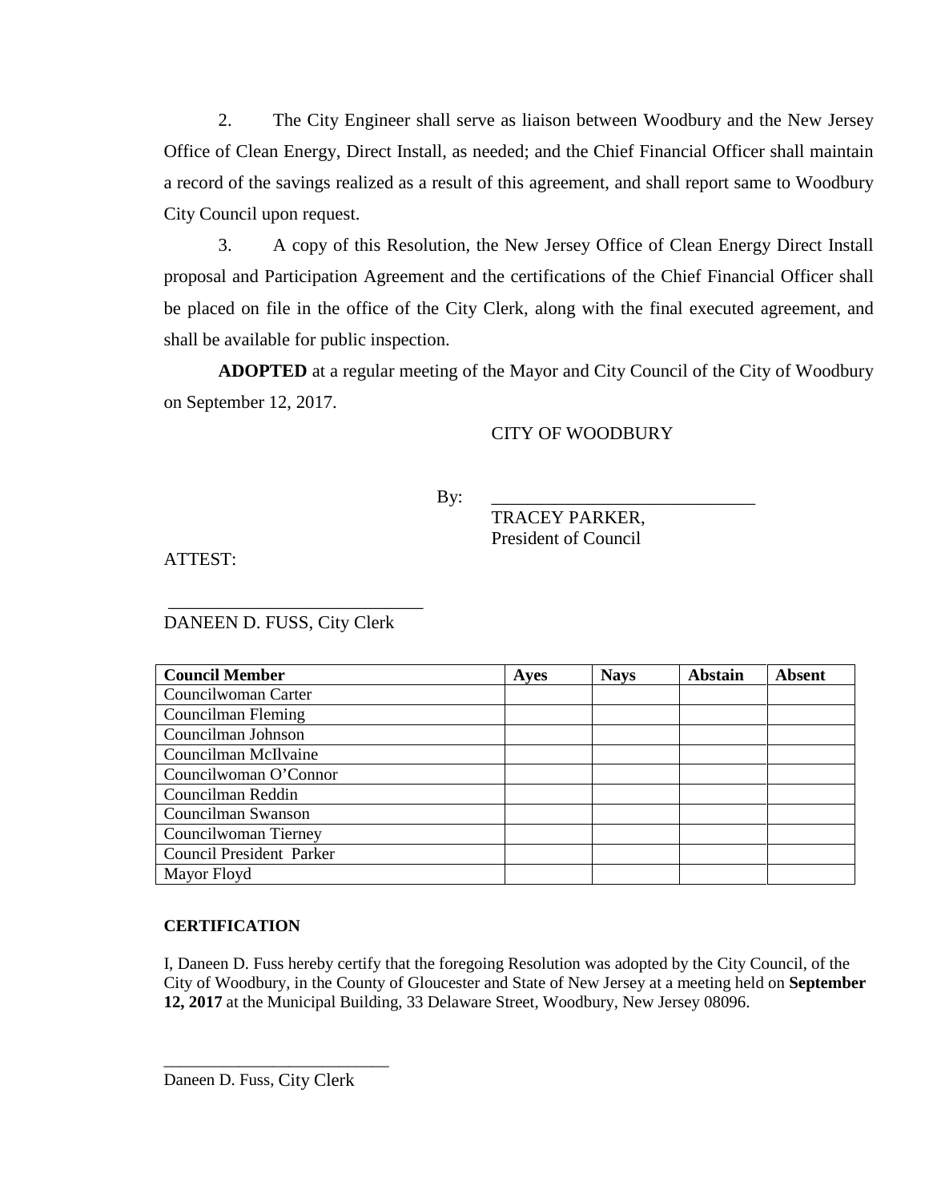2. The City Engineer shall serve as liaison between Woodbury and the New Jersey Office of Clean Energy, Direct Install, as needed; and the Chief Financial Officer shall maintain a record of the savings realized as a result of this agreement, and shall report same to Woodbury City Council upon request.

3. A copy of this Resolution, the New Jersey Office of Clean Energy Direct Install proposal and Participation Agreement and the certifications of the Chief Financial Officer shall be placed on file in the office of the City Clerk, along with the final executed agreement, and shall be available for public inspection.

**ADOPTED** at a regular meeting of the Mayor and City Council of the City of Woodbury on September 12, 2017.

CITY OF WOODBURY

By: ______________________________
TRACEY PARKER,
President of Council

ATTEST:

______________________________
DANEEN D. FUSS, City Clerk

| Council Member | Ayes | Nays | Abstain | Absent |
|---|---|---|---|---|
| Councilwoman Carter | | | | |
| Councilman Fleming | | | | |
| Councilman Johnson | | | | |
| Councilman McIlvaine | | | | |
| Councilwoman O'Connor | | | | |
| Councilman Reddin | | | | |
| Councilman Swanson | | | | |
| Councilwoman Tierney | | | | |
| Council President Parker | | | | |
| Mayor Floyd | | | | |

**CERTIFICATION**

I, Daneen D. Fuss hereby certify that the foregoing Resolution was adopted by the City Council, of the City of Woodbury, in the County of Gloucester and State of New Jersey at a meeting held on **September 12, 2017** at the Municipal Building, 33 Delaware Street, Woodbury, New Jersey 08096.

______________________________
Daneen D. Fuss, City Clerk